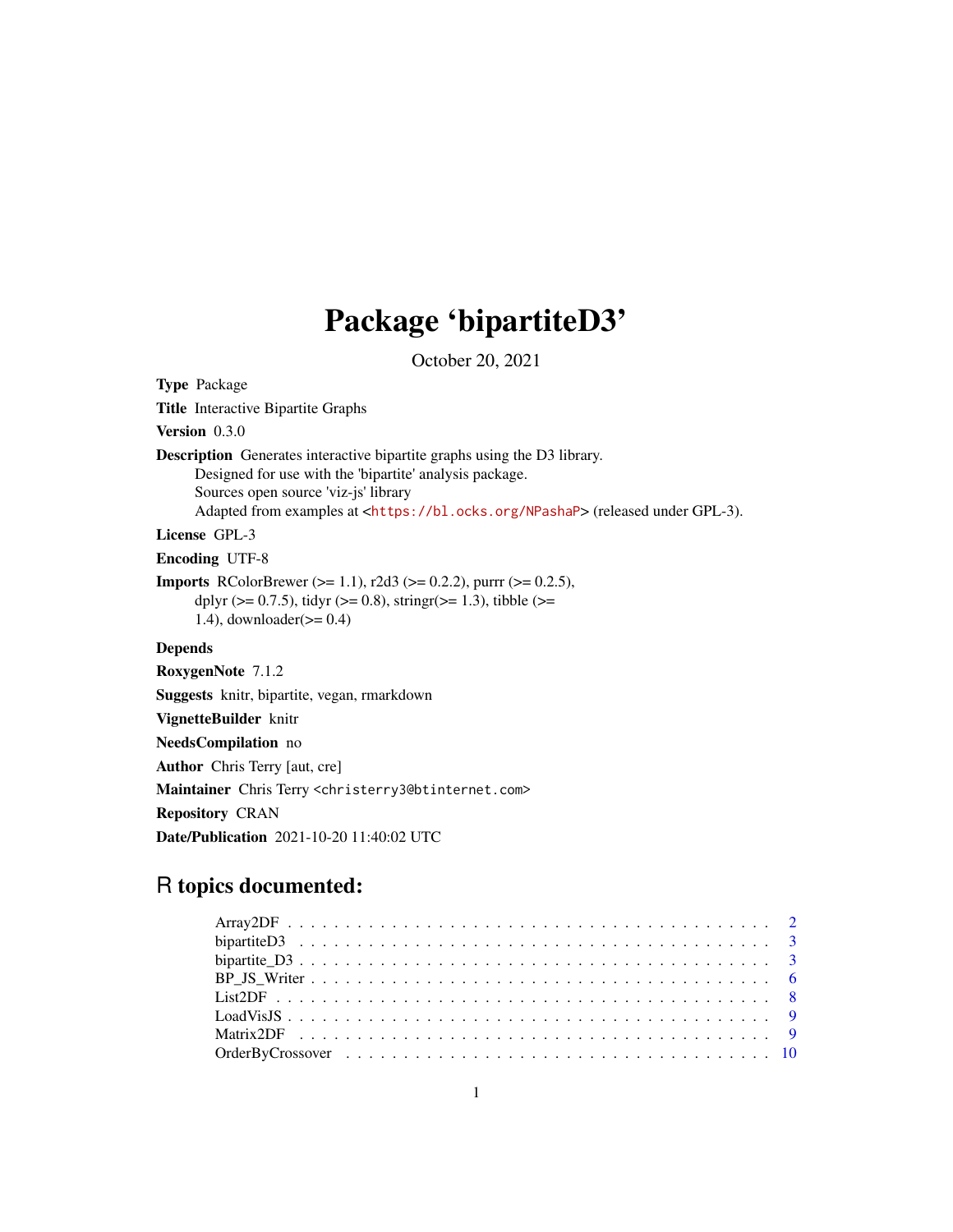# Package 'bipartiteD3'

October 20, 2021

**Type** Package

**Title** Interactive Bipartite Graphs

**Version** 0.3.0

**Description** Generates interactive bipartite graphs using the D3 library.
Designed for use with the 'bipartite' analysis package.
Sources open source 'viz-js' library
Adapted from examples at <https://bl.ocks.org/NPashaP> (released under GPL-3).

**License** GPL-3

**Encoding** UTF-8

**Imports** RColorBrewer (>= 1.1), r2d3 (>= 0.2.2), purrr (>= 0.2.5),
dplyr (>= 0.7.5), tidyr (>= 0.8), stringr(>= 1.3), tibble (>=
1.4), downloader(>= 0.4)

**Depends**

**RoxygenNote** 7.1.2

**Suggests** knitr, bipartite, vegan, rmarkdown

**VignetteBuilder** knitr

**NeedsCompilation** no

**Author** Chris Terry [aut, cre]

**Maintainer** Chris Terry <christerry3@btinternet.com>

**Repository** CRAN

**Date/Publication** 2021-10-20 11:40:02 UTC

## R topics documented:

- Array2DF . . . . . . . . . . . . . . . . . . . . . . . . . . . . . . . . . . . . . . . . 2
- bipartiteD3 . . . . . . . . . . . . . . . . . . . . . . . . . . . . . . . . . . . . . . . 3
- bipartite_D3 . . . . . . . . . . . . . . . . . . . . . . . . . . . . . . . . . . . . . . . 3
- BP_JS_Writer . . . . . . . . . . . . . . . . . . . . . . . . . . . . . . . . . . . . . . 6
- List2DF . . . . . . . . . . . . . . . . . . . . . . . . . . . . . . . . . . . . . . . . . 8
- LoadVisJS . . . . . . . . . . . . . . . . . . . . . . . . . . . . . . . . . . . . . . . . 9
- Matrix2DF . . . . . . . . . . . . . . . . . . . . . . . . . . . . . . . . . . . . . . . . 9
- OrderByCrossover . . . . . . . . . . . . . . . . . . . . . . . . . . . . . . . . . . . . 10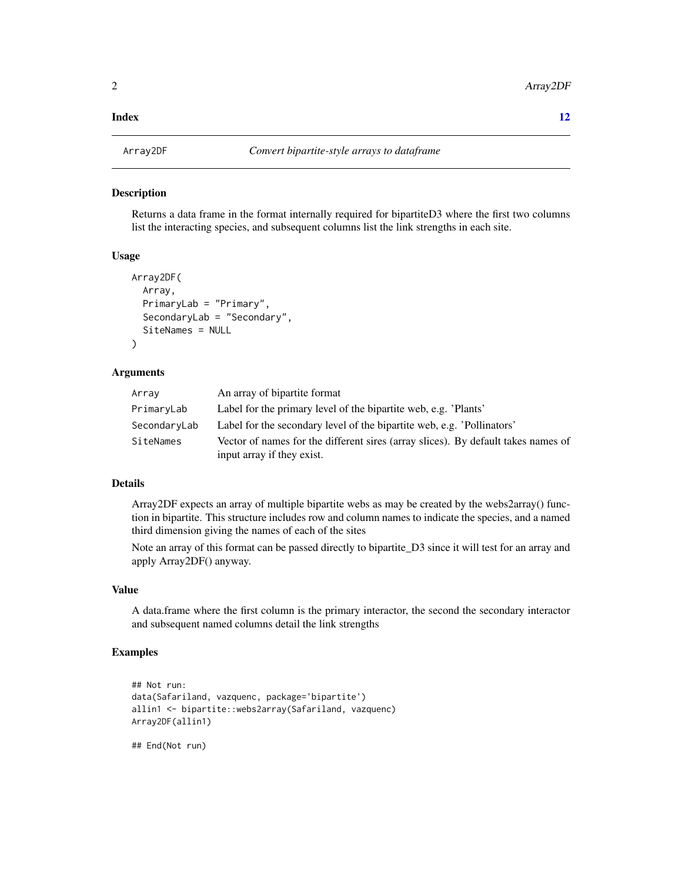**Index** **12**

## Array2DF *Convert bipartite-style arrays to dataframe*

### Description

Returns a data frame in the format internally required for bipartiteD3 where the first two columns list the interacting species, and subsequent columns list the link strengths in each site.

### Usage

```
Array2DF(
  Array,
  PrimaryLab = "Primary",
  SecondaryLab = "Secondary",
  SiteNames = NULL
)
```

### Arguments

| | |
|---|---|
| `Array` | An array of bipartite format |
| `PrimaryLab` | Label for the primary level of the bipartite web, e.g. 'Plants' |
| `SecondaryLab` | Label for the secondary level of the bipartite web, e.g. 'Pollinators' |
| `SiteNames` | Vector of names for the different sires (array slices). By default takes names of input array if they exist. |

### Details

Array2DF expects an array of multiple bipartite webs as may be created by the webs2array() function in bipartite. This structure includes row and column names to indicate the species, and a named third dimension giving the names of each of the sites

Note an array of this format can be passed directly to bipartite_D3 since it will test for an array and apply Array2DF() anyway.

### Value

A data.frame where the first column is the primary interactor, the second the secondary interactor and subsequent named columns detail the link strengths

### Examples

```
## Not run:
data(Safariland, vazquenc, package='bipartite')
allin1 <- bipartite::webs2array(Safariland, vazquenc)
Array2DF(allin1)

## End(Not run)
```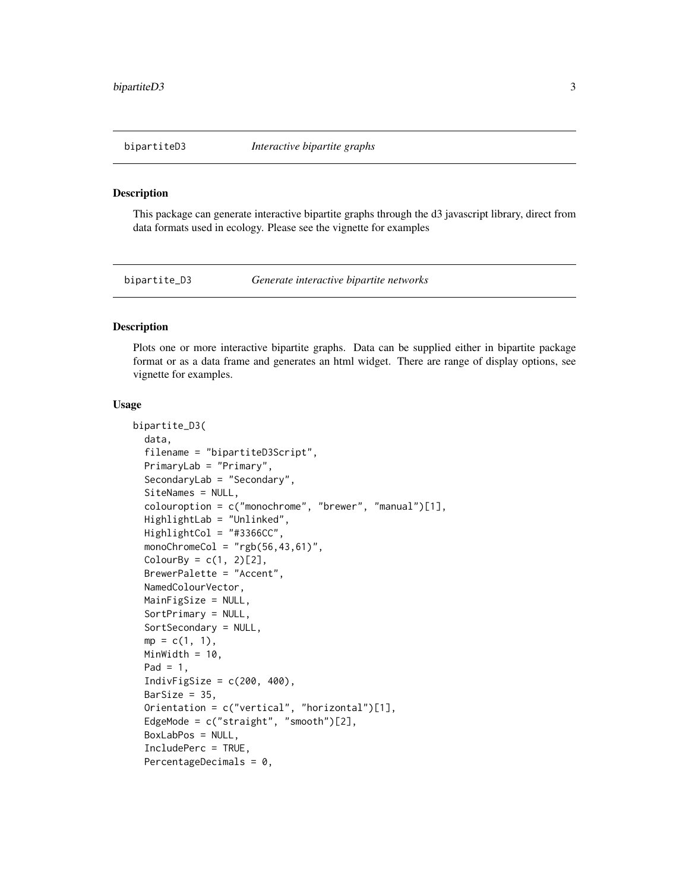## bipartiteD3 — *Interactive bipartite graphs*

### Description

This package can generate interactive bipartite graphs through the d3 javascript library, direct from data formats used in ecology. Please see the vignette for examples

## bipartite_D3 — *Generate interactive bipartite networks*

### Description

Plots one or more interactive bipartite graphs. Data can be supplied either in bipartite package format or as a data frame and generates an html widget. There are range of display options, see vignette for examples.

### Usage

```
bipartite_D3(
  data,
  filename = "bipartiteD3Script",
  PrimaryLab = "Primary",
  SecondaryLab = "Secondary",
  SiteNames = NULL,
  colouroption = c("monochrome", "brewer", "manual")[1],
  HighlightLab = "Unlinked",
  HighlightCol = "#3366CC",
  monoChromeCol = "rgb(56,43,61)",
  ColourBy = c(1, 2)[2],
  BrewerPalette = "Accent",
  NamedColourVector,
  MainFigSize = NULL,
  SortPrimary = NULL,
  SortSecondary = NULL,
  mp = c(1, 1),
  MinWidth = 10,
  Pad = 1,
  IndivFigSize = c(200, 400),
  BarSize = 35,
  Orientation = c("vertical", "horizontal")[1],
  EdgeMode = c("straight", "smooth")[2],
  BoxLabPos = NULL,
  IncludePerc = TRUE,
  PercentageDecimals = 0,
```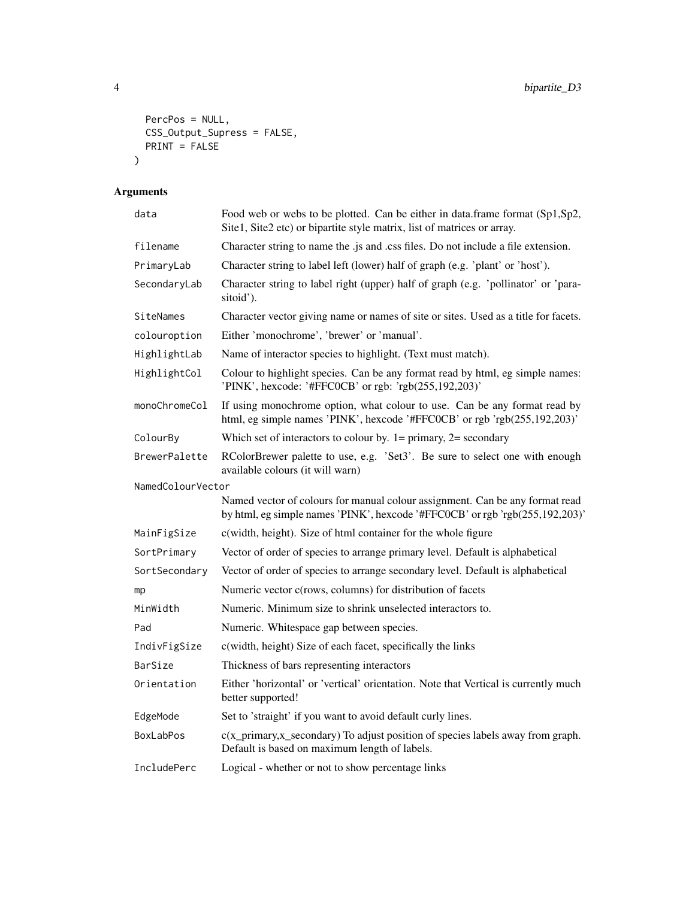```
  PercPos = NULL,
  CSS_Output_Supress = FALSE,
  PRINT = FALSE
)
```

## Arguments

| | |
|---|---|
| `data` | Food web or webs to be plotted. Can be either in data.frame format (Sp1,Sp2, Site1, Site2 etc) or bipartite style matrix, list of matrices or array. |
| `filename` | Character string to name the .js and .css files. Do not include a file extension. |
| `PrimaryLab` | Character string to label left (lower) half of graph (e.g. 'plant' or 'host'). |
| `SecondaryLab` | Character string to label right (upper) half of graph (e.g. 'pollinator' or 'parasitoid'). |
| `SiteNames` | Character vector giving name or names of site or sites. Used as a title for facets. |
| `colouroption` | Either 'monochrome', 'brewer' or 'manual'. |
| `HighlightLab` | Name of interactor species to highlight. (Text must match). |
| `HighlightCol` | Colour to highlight species. Can be any format read by html, eg simple names: 'PINK', hexcode: '#FFC0CB' or rgb: 'rgb(255,192,203)' |
| `monoChromeCol` | If using monochrome option, what colour to use. Can be any format read by html, eg simple names 'PINK', hexcode '#FFC0CB' or rgb 'rgb(255,192,203)' |
| `ColourBy` | Which set of interactors to colour by. 1= primary, 2= secondary |
| `BrewerPalette` | RColorBrewer palette to use, e.g. 'Set3'. Be sure to select one with enough available colours (it will warn) |
| `NamedColourVector` | Named vector of colours for manual colour assignment. Can be any format read by html, eg simple names 'PINK', hexcode '#FFC0CB' or rgb 'rgb(255,192,203)' |
| `MainFigSize` | c(width, height). Size of html container for the whole figure |
| `SortPrimary` | Vector of order of species to arrange primary level. Default is alphabetical |
| `SortSecondary` | Vector of order of species to arrange secondary level. Default is alphabetical |
| `mp` | Numeric vector c(rows, columns) for distribution of facets |
| `MinWidth` | Numeric. Minimum size to shrink unselected interactors to. |
| `Pad` | Numeric. Whitespace gap between species. |
| `IndivFigSize` | c(width, height) Size of each facet, specifically the links |
| `BarSize` | Thickness of bars representing interactors |
| `Orientation` | Either 'horizontal' or 'vertical' orientation. Note that Vertical is currently much better supported! |
| `EdgeMode` | Set to 'straight' if you want to avoid default curly lines. |
| `BoxLabPos` | c(x_primary,x_secondary) To adjust position of species labels away from graph. Default is based on maximum length of labels. |
| `IncludePerc` | Logical - whether or not to show percentage links |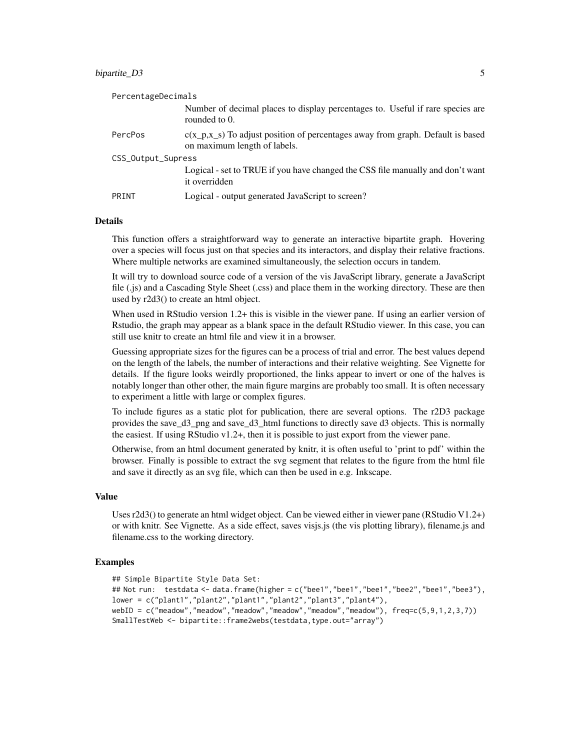| | |
|---|---|
| PercentageDecimals | Number of decimal places to display percentages to. Useful if rare species are rounded to 0. |
| PercPos | c(x_p,x_s) To adjust position of percentages away from graph. Default is based on maximum length of labels. |
| CSS_Output_Supress | Logical - set to TRUE if you have changed the CSS file manually and don't want it overridden |
| PRINT | Logical - output generated JavaScript to screen? |

## Details

This function offers a straightforward way to generate an interactive bipartite graph. Hovering over a species will focus just on that species and its interactors, and display their relative fractions. Where multiple networks are examined simultaneously, the selection occurs in tandem.

It will try to download source code of a version of the vis JavaScript library, generate a JavaScript file (.js) and a Cascading Style Sheet (.css) and place them in the working directory. These are then used by r2d3() to create an html object.

When used in RStudio version 1.2+ this is visible in the viewer pane. If using an earlier version of Rstudio, the graph may appear as a blank space in the default RStudio viewer. In this case, you can still use knitr to create an html file and view it in a browser.

Guessing appropriate sizes for the figures can be a process of trial and error. The best values depend on the length of the labels, the number of interactions and their relative weighting. See Vignette for details. If the figure looks weirdly proportioned, the links appear to invert or one of the halves is notably longer than other other, the main figure margins are probably too small. It is often necessary to experiment a little with large or complex figures.

To include figures as a static plot for publication, there are several options. The r2D3 package provides the save_d3_png and save_d3_html functions to directly save d3 objects. This is normally the easiest. If using RStudio v1.2+, then it is possible to just export from the viewer pane.

Otherwise, from an html document generated by knitr, it is often useful to 'print to pdf' within the browser. Finally is possible to extract the svg segment that relates to the figure from the html file and save it directly as an svg file, which can then be used in e.g. Inkscape.

## Value

Uses r2d3() to generate an html widget object. Can be viewed either in viewer pane (RStudio V1.2+) or with knitr. See Vignette. As a side effect, saves visjs.js (the vis plotting library), filename.js and filename.css to the working directory.

## Examples

```
## Simple Bipartite Style Data Set:
## Not run:  testdata <- data.frame(higher = c("bee1","bee1","bee1","bee2","bee1","bee3"),
lower = c("plant1","plant2","plant1","plant2","plant3","plant4"),
webID = c("meadow","meadow","meadow","meadow","meadow","meadow"), freq=c(5,9,1,2,3,7))
SmallTestWeb <- bipartite::frame2webs(testdata,type.out="array")
```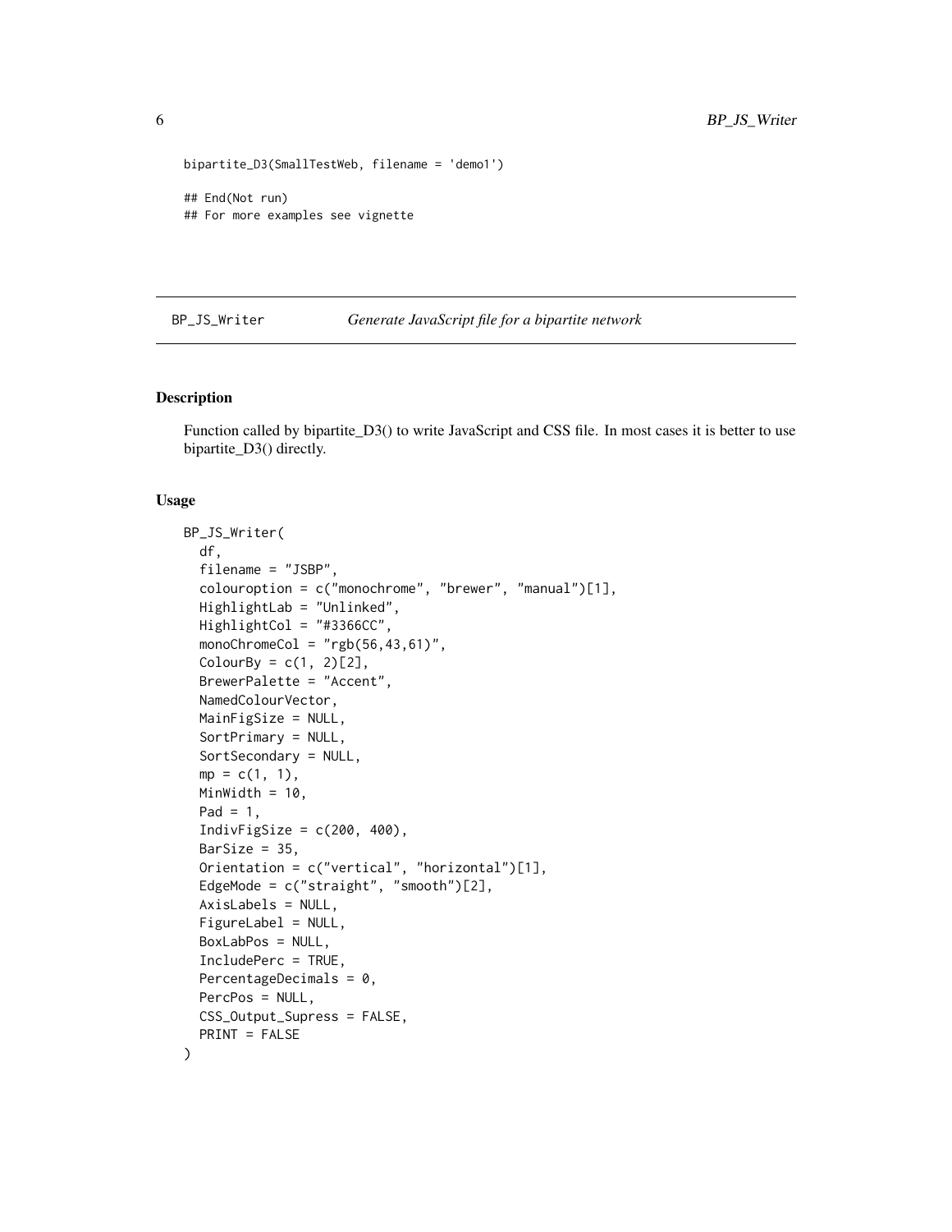```
bipartite_D3(SmallTestWeb, filename = 'demo1')

## End(Not run)
## For more examples see vignette
```

## BP_JS_Writer *Generate JavaScript file for a bipartite network*

### Description

Function called by bipartite_D3() to write JavaScript and CSS file. In most cases it is better to use bipartite_D3() directly.

### Usage

```
BP_JS_Writer(
  df,
  filename = "JSBP",
  colouroption = c("monochrome", "brewer", "manual")[1],
  HighlightLab = "Unlinked",
  HighlightCol = "#3366CC",
  monoChromeCol = "rgb(56,43,61)",
  ColourBy = c(1, 2)[2],
  BrewerPalette = "Accent",
  NamedColourVector,
  MainFigSize = NULL,
  SortPrimary = NULL,
  SortSecondary = NULL,
  mp = c(1, 1),
  MinWidth = 10,
  Pad = 1,
  IndivFigSize = c(200, 400),
  BarSize = 35,
  Orientation = c("vertical", "horizontal")[1],
  EdgeMode = c("straight", "smooth")[2],
  AxisLabels = NULL,
  FigureLabel = NULL,
  BoxLabPos = NULL,
  IncludePerc = TRUE,
  PercentageDecimals = 0,
  PercPos = NULL,
  CSS_Output_Supress = FALSE,
  PRINT = FALSE
)
```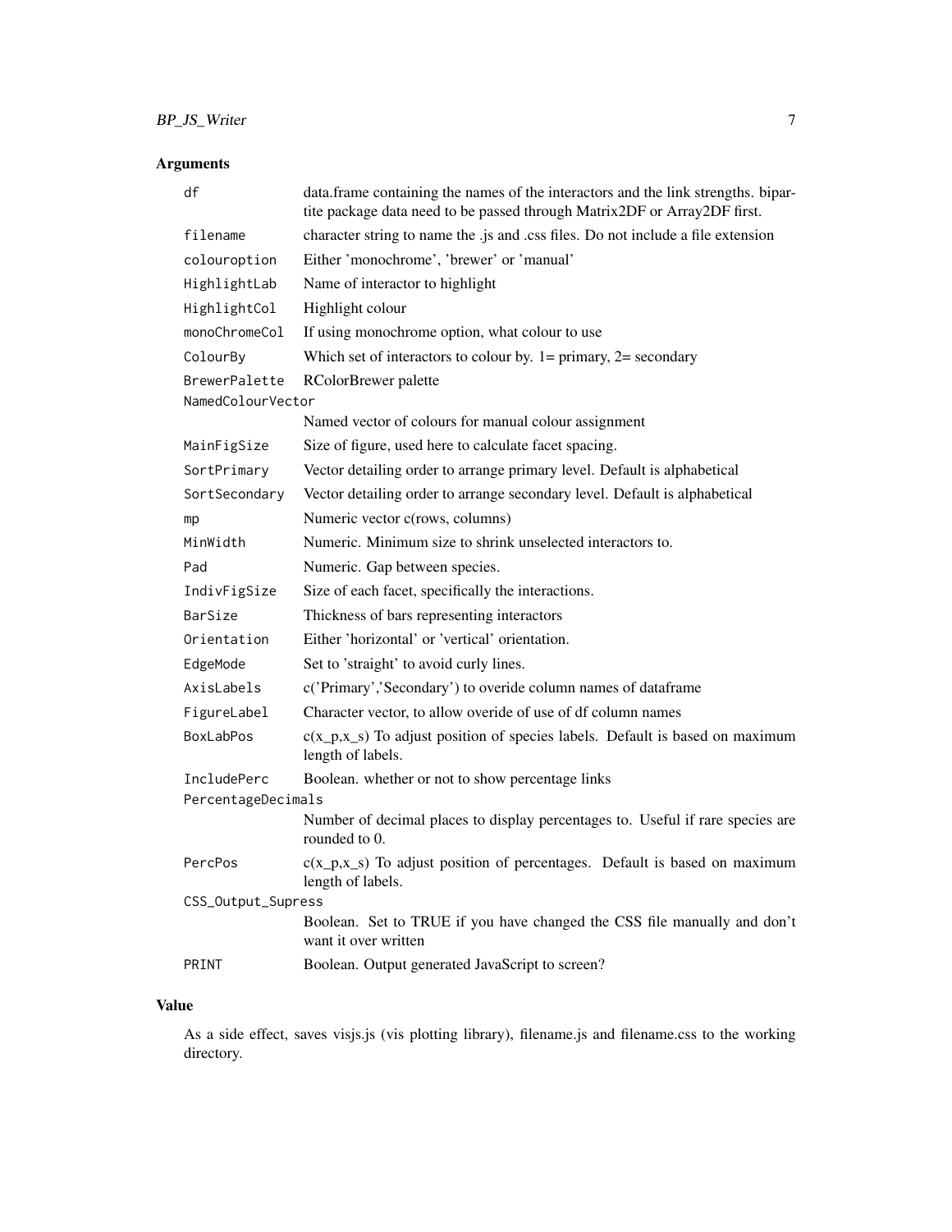## Arguments

| | |
|---|---|
| `df` | data.frame containing the names of the interactors and the link strengths. bipartite package data need to be passed through Matrix2DF or Array2DF first. |
| `filename` | character string to name the .js and .css files. Do not include a file extension |
| `colouroption` | Either 'monochrome', 'brewer' or 'manual' |
| `HighlightLab` | Name of interactor to highlight |
| `HighlightCol` | Highlight colour |
| `monoChromeCol` | If using monochrome option, what colour to use |
| `ColourBy` | Which set of interactors to colour by. 1= primary, 2= secondary |
| `BrewerPalette` | RColorBrewer palette |
| `NamedColourVector` | Named vector of colours for manual colour assignment |
| `MainFigSize` | Size of figure, used here to calculate facet spacing. |
| `SortPrimary` | Vector detailing order to arrange primary level. Default is alphabetical |
| `SortSecondary` | Vector detailing order to arrange secondary level. Default is alphabetical |
| `mp` | Numeric vector c(rows, columns) |
| `MinWidth` | Numeric. Minimum size to shrink unselected interactors to. |
| `Pad` | Numeric. Gap between species. |
| `IndivFigSize` | Size of each facet, specifically the interactions. |
| `BarSize` | Thickness of bars representing interactors |
| `Orientation` | Either 'horizontal' or 'vertical' orientation. |
| `EdgeMode` | Set to 'straight' to avoid curly lines. |
| `AxisLabels` | c('Primary','Secondary') to overide column names of dataframe |
| `FigureLabel` | Character vector, to allow overide of use of df column names |
| `BoxLabPos` | c(x_p,x_s) To adjust position of species labels. Default is based on maximum length of labels. |
| `IncludePerc` | Boolean. whether or not to show percentage links |
| `PercentageDecimals` | Number of decimal places to display percentages to. Useful if rare species are rounded to 0. |
| `PercPos` | c(x_p,x_s) To adjust position of percentages. Default is based on maximum length of labels. |
| `CSS_Output_Supress` | Boolean. Set to TRUE if you have changed the CSS file manually and don't want it over written |
| `PRINT` | Boolean. Output generated JavaScript to screen? |

## Value

As a side effect, saves visjs.js (vis plotting library), filename.js and filename.css to the working directory.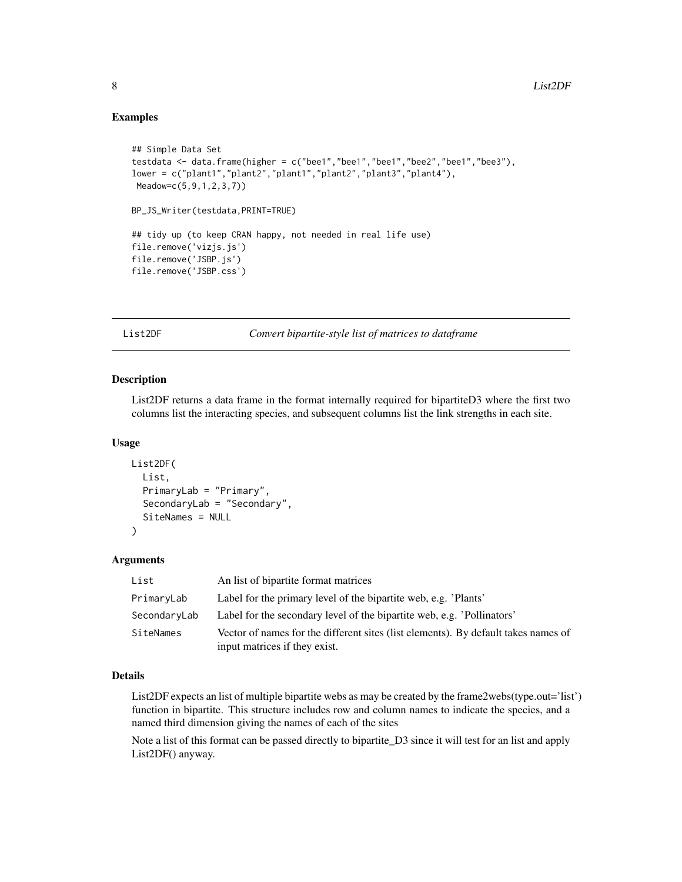## Examples

```
## Simple Data Set
testdata <- data.frame(higher = c("bee1","bee1","bee1","bee2","bee1","bee3"),
lower = c("plant1","plant2","plant1","plant2","plant3","plant4"),
 Meadow=c(5,9,1,2,3,7))

BP_JS_Writer(testdata,PRINT=TRUE)

## tidy up (to keep CRAN happy, not needed in real life use)
file.remove('vizjs.js')
file.remove('JSBP.js')
file.remove('JSBP.css')
```

---

# List2DF *Convert bipartite-style list of matrices to dataframe*

---

## Description

List2DF returns a data frame in the format internally required for bipartiteD3 where the first two columns list the interacting species, and subsequent columns list the link strengths in each site.

## Usage

```
List2DF(
  List,
  PrimaryLab = "Primary",
  SecondaryLab = "Secondary",
  SiteNames = NULL
)
```

## Arguments

| | |
|---|---|
| List | An list of bipartite format matrices |
| PrimaryLab | Label for the primary level of the bipartite web, e.g. 'Plants' |
| SecondaryLab | Label for the secondary level of the bipartite web, e.g. 'Pollinators' |
| SiteNames | Vector of names for the different sites (list elements). By default takes names of input matrices if they exist. |

## Details

List2DF expects an list of multiple bipartite webs as may be created by the frame2webs(type.out='list') function in bipartite. This structure includes row and column names to indicate the species, and a named third dimension giving the names of each of the sites

Note a list of this format can be passed directly to bipartite_D3 since it will test for an list and apply List2DF() anyway.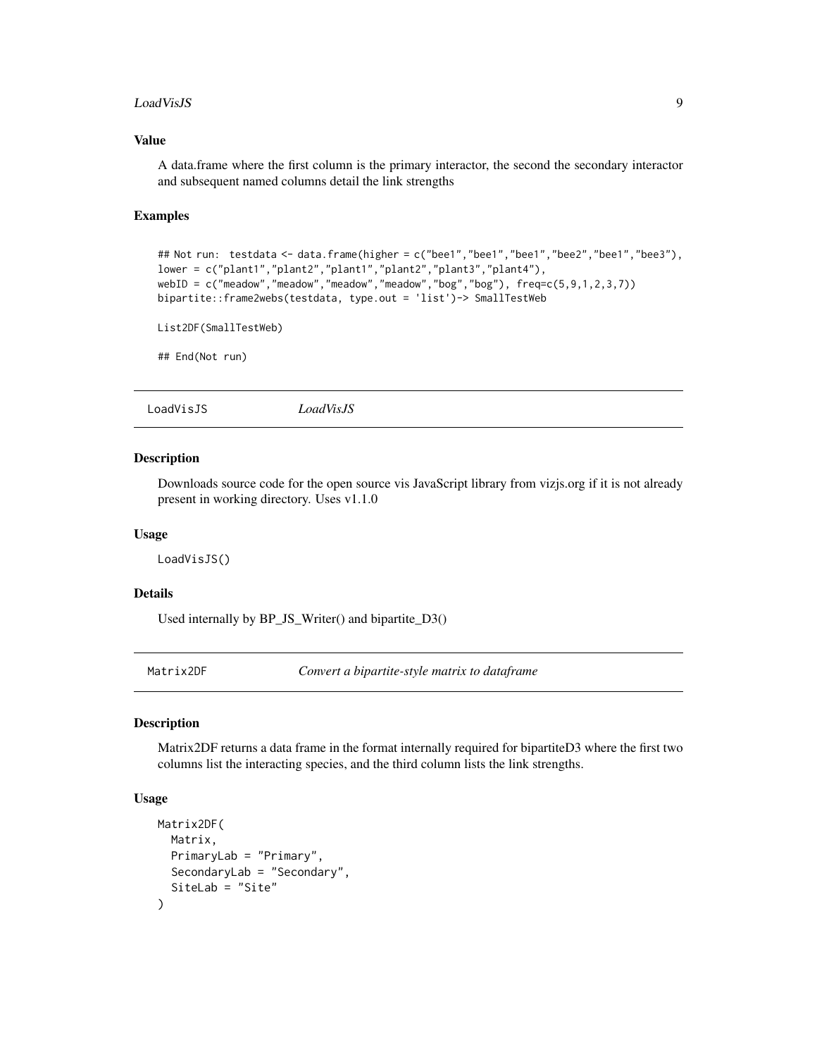### Value

A data.frame where the first column is the primary interactor, the second the secondary interactor and subsequent named columns detail the link strengths

### Examples

```
## Not run:  testdata <- data.frame(higher = c("bee1","bee1","bee1","bee2","bee1","bee3"),
lower = c("plant1","plant2","plant1","plant2","plant3","plant4"),
webID = c("meadow","meadow","meadow","meadow","bog","bog"), freq=c(5,9,1,2,3,7))
bipartite::frame2webs(testdata, type.out = 'list')-> SmallTestWeb

List2DF(SmallTestWeb)

## End(Not run)
```

---

## LoadVisJS — *LoadVisJS*

### Description

Downloads source code for the open source vis JavaScript library from vizjs.org if it is not already present in working directory. Uses v1.1.0

### Usage

```
LoadVisJS()
```

### Details

Used internally by BP_JS_Writer() and bipartite_D3()

---

## Matrix2DF — *Convert a bipartite-style matrix to dataframe*

### Description

Matrix2DF returns a data frame in the format internally required for bipartiteD3 where the first two columns list the interacting species, and the third column lists the link strengths.

### Usage

```
Matrix2DF(
  Matrix,
  PrimaryLab = "Primary",
  SecondaryLab = "Secondary",
  SiteLab = "Site"
)
```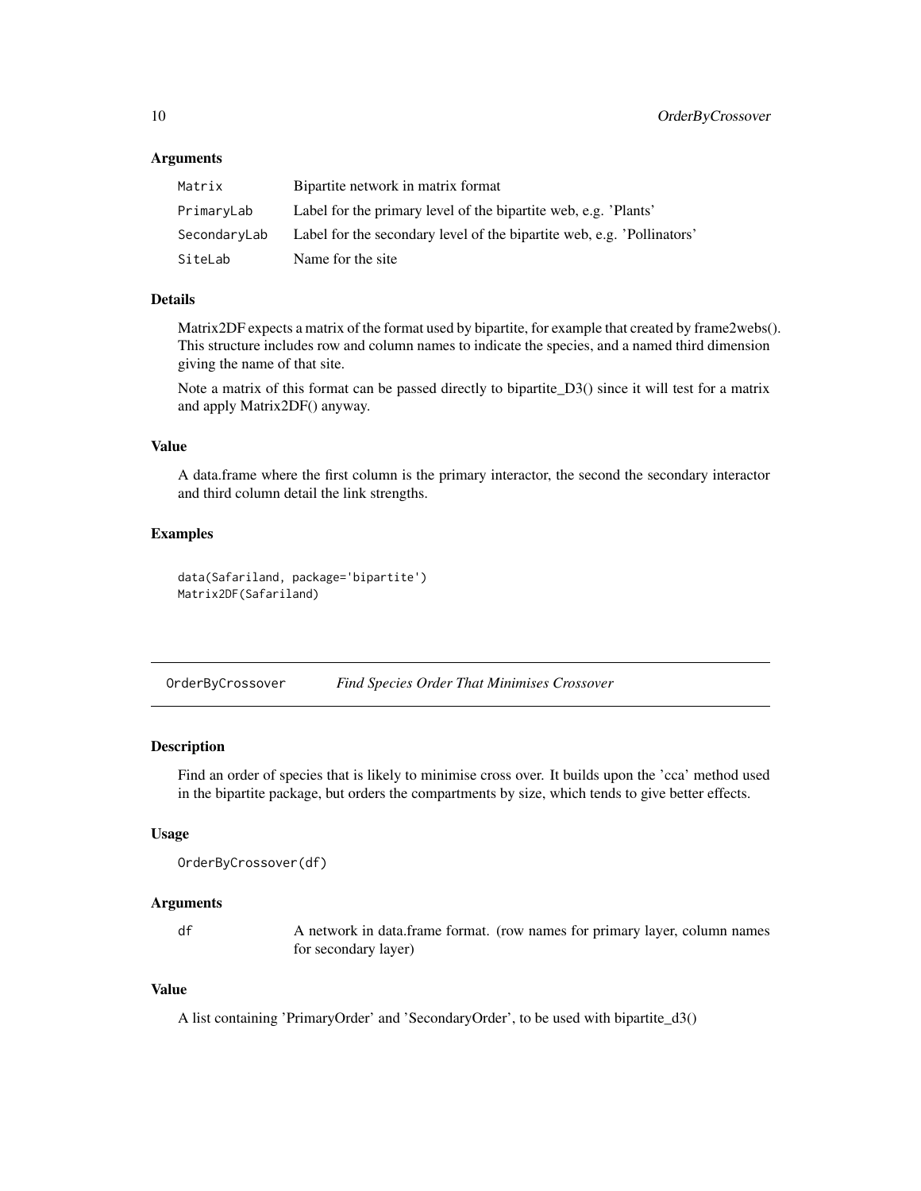### Arguments

| | |
|---|---|
| `Matrix` | Bipartite network in matrix format |
| `PrimaryLab` | Label for the primary level of the bipartite web, e.g. 'Plants' |
| `SecondaryLab` | Label for the secondary level of the bipartite web, e.g. 'Pollinators' |
| `SiteLab` | Name for the site |

### Details

Matrix2DF expects a matrix of the format used by bipartite, for example that created by frame2webs(). This structure includes row and column names to indicate the species, and a named third dimension giving the name of that site.

Note a matrix of this format can be passed directly to bipartite_D3() since it will test for a matrix and apply Matrix2DF() anyway.

### Value

A data.frame where the first column is the primary interactor, the second the secondary interactor and third column detail the link strengths.

### Examples

```
data(Safariland, package='bipartite')
Matrix2DF(Safariland)
```

---

## OrderByCrossover *Find Species Order That Minimises Crossover*

### Description

Find an order of species that is likely to minimise cross over. It builds upon the 'cca' method used in the bipartite package, but orders the compartments by size, which tends to give better effects.

### Usage

```
OrderByCrossover(df)
```

### Arguments

| | |
|---|---|
| `df` | A network in data.frame format. (row names for primary layer, column names for secondary layer) |

### Value

A list containing 'PrimaryOrder' and 'SecondaryOrder', to be used with bipartite_d3()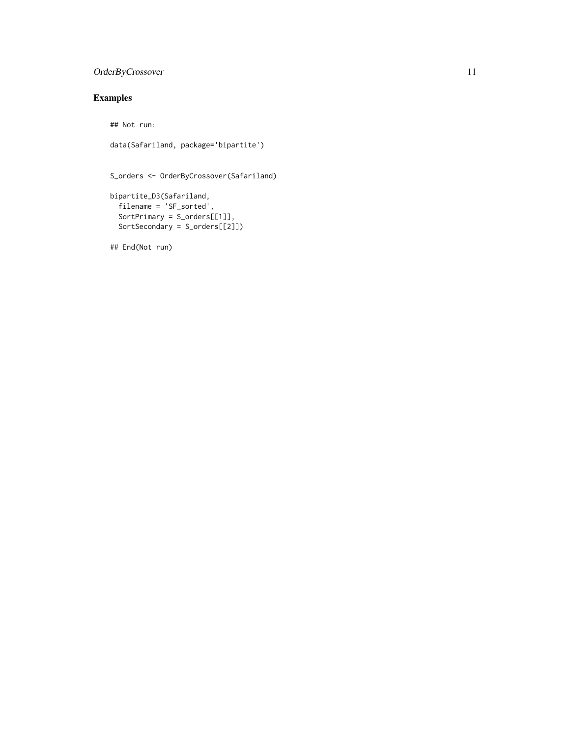## Examples

```
## Not run:

data(Safariland, package='bipartite')


S_orders <- OrderByCrossover(Safariland)

bipartite_D3(Safariland,
  filename = 'SF_sorted',
  SortPrimary = S_orders[[1]],
  SortSecondary = S_orders[[2]])

## End(Not run)
```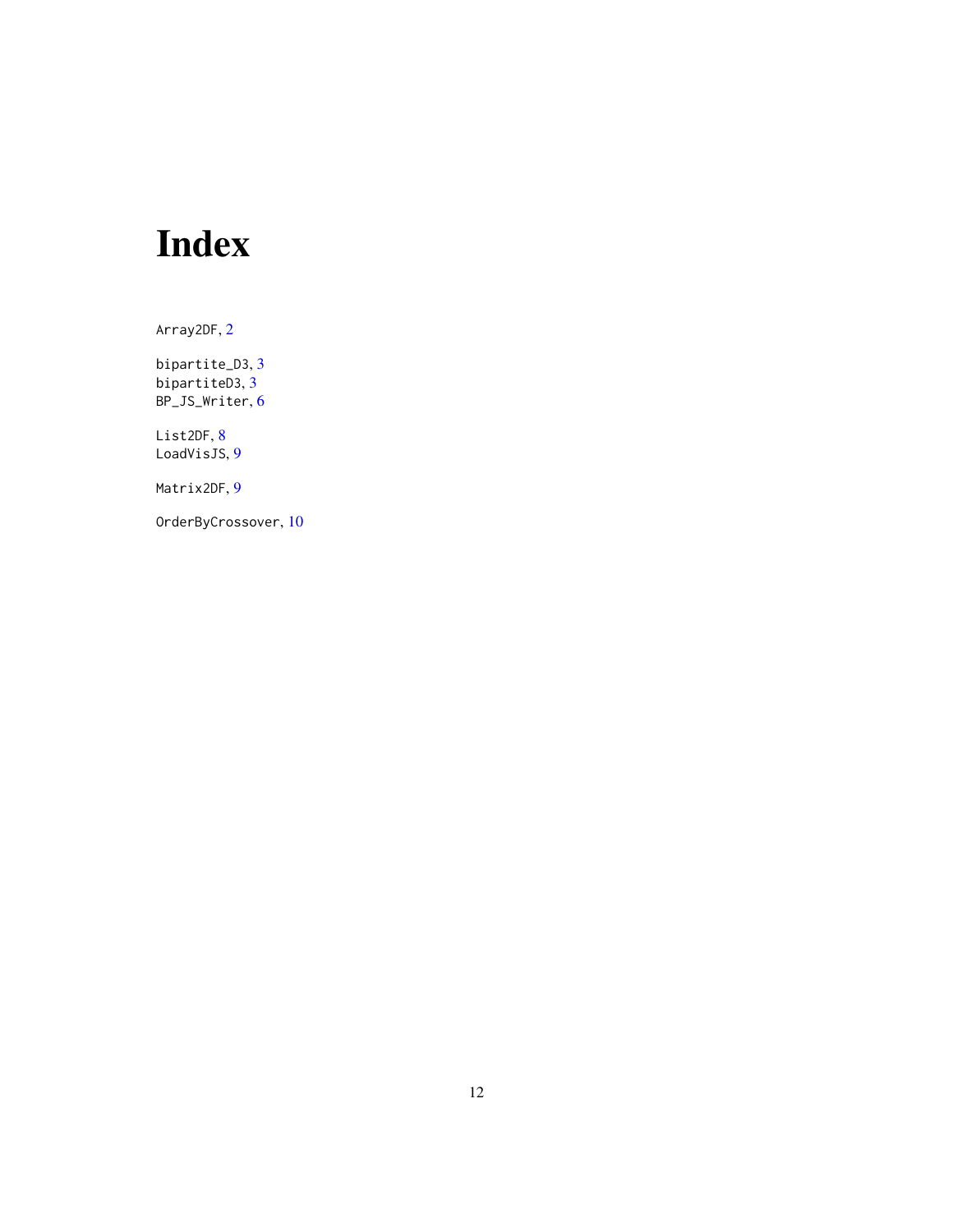# Index

Array2DF, 2

bipartite_D3, 3
bipartiteD3, 3
BP_JS_Writer, 6

List2DF, 8
LoadVisJS, 9

Matrix2DF, 9

OrderByCrossover, 10